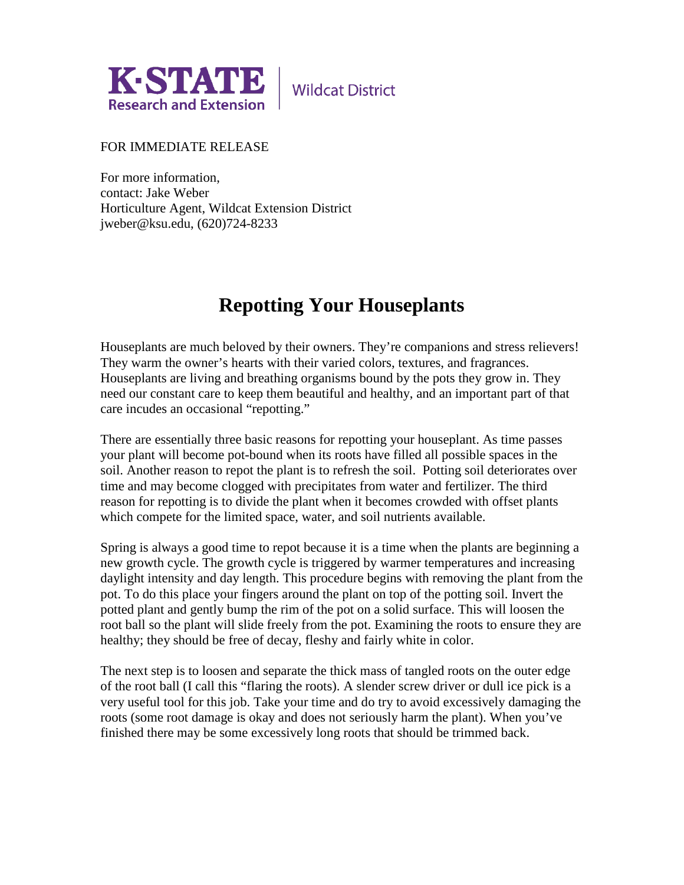K·STATE Research and Extension | Wildcat District

FOR IMMEDIATE RELEASE

For more information,
contact: Jake Weber
Horticulture Agent, Wildcat Extension District
jweber@ksu.edu, (620)724-8233

# Repotting Your Houseplants

Houseplants are much beloved by their owners. They're companions and stress relievers! They warm the owner's hearts with their varied colors, textures, and fragrances. Houseplants are living and breathing organisms bound by the pots they grow in. They need our constant care to keep them beautiful and healthy, and an important part of that care incudes an occasional "repotting."

There are essentially three basic reasons for repotting your houseplant. As time passes your plant will become pot-bound when its roots have filled all possible spaces in the soil. Another reason to repot the plant is to refresh the soil. Potting soil deteriorates over time and may become clogged with precipitates from water and fertilizer. The third reason for repotting is to divide the plant when it becomes crowded with offset plants which compete for the limited space, water, and soil nutrients available.

Spring is always a good time to repot because it is a time when the plants are beginning a new growth cycle. The growth cycle is triggered by warmer temperatures and increasing daylight intensity and day length. This procedure begins with removing the plant from the pot. To do this place your fingers around the plant on top of the potting soil. Invert the potted plant and gently bump the rim of the pot on a solid surface. This will loosen the root ball so the plant will slide freely from the pot. Examining the roots to ensure they are healthy; they should be free of decay, fleshy and fairly white in color.

The next step is to loosen and separate the thick mass of tangled roots on the outer edge of the root ball (I call this "flaring the roots). A slender screw driver or dull ice pick is a very useful tool for this job. Take your time and do try to avoid excessively damaging the roots (some root damage is okay and does not seriously harm the plant). When you've finished there may be some excessively long roots that should be trimmed back.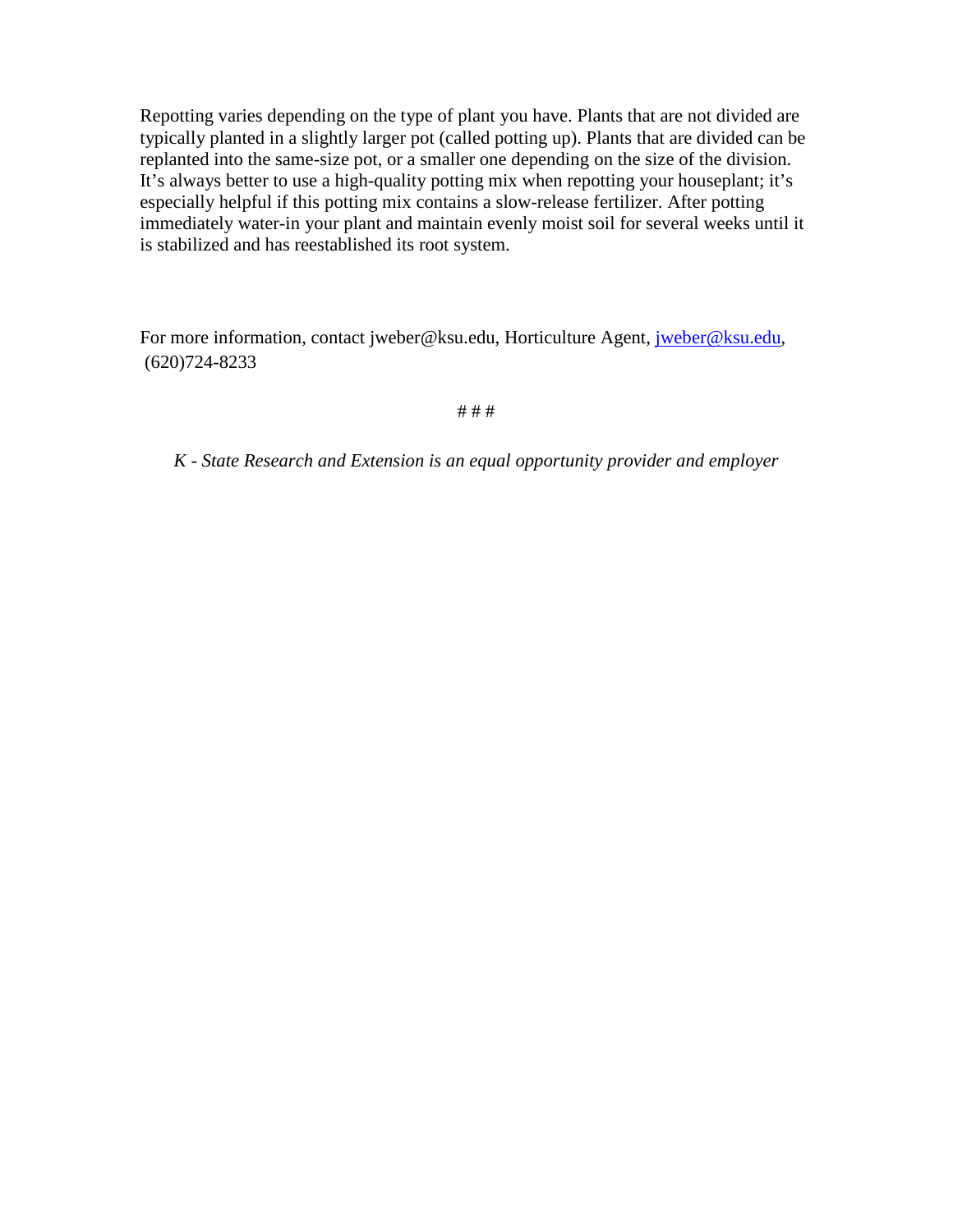Repotting varies depending on the type of plant you have. Plants that are not divided are typically planted in a slightly larger pot (called potting up). Plants that are divided can be replanted into the same-size pot, or a smaller one depending on the size of the division. It's always better to use a high-quality potting mix when repotting your houseplant; it's especially helpful if this potting mix contains a slow-release fertilizer. After potting immediately water-in your plant and maintain evenly moist soil for several weeks until it is stabilized and has reestablished its root system.

For more information, contact jweber@ksu.edu, Horticulture Agent, jweber@ksu.edu, (620)724-8233

# # #

*K - State Research and Extension is an equal opportunity provider and employer*